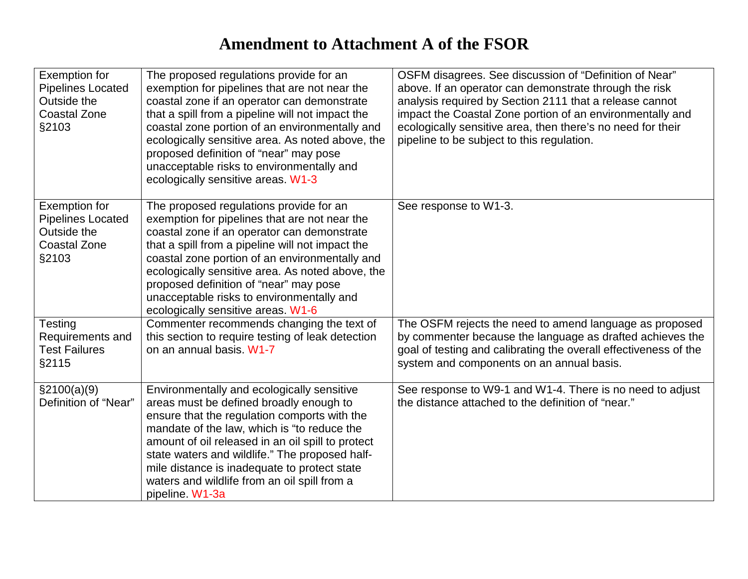# Amendment to Attachment A of the FSOR

| | | |
|---|---|---|
| Exemption for Pipelines Located Outside the Coastal Zone §2103 | The proposed regulations provide for an exemption for pipelines that are not near the coastal zone if an operator can demonstrate that a spill from a pipeline will not impact the coastal zone portion of an environmentally and ecologically sensitive area. As noted above, the proposed definition of "near" may pose unacceptable risks to environmentally and ecologically sensitive areas. W1-3 | OSFM disagrees. See discussion of "Definition of Near" above. If an operator can demonstrate through the risk analysis required by Section 2111 that a release cannot impact the Coastal Zone portion of an environmentally and ecologically sensitive area, then there's no need for their pipeline to be subject to this regulation. |
| Exemption for Pipelines Located Outside the Coastal Zone §2103 | The proposed regulations provide for an exemption for pipelines that are not near the coastal zone if an operator can demonstrate that a spill from a pipeline will not impact the coastal zone portion of an environmentally and ecologically sensitive area. As noted above, the proposed definition of "near" may pose unacceptable risks to environmentally and ecologically sensitive areas. W1-6 | See response to W1-3. |
| Testing Requirements and Test Failures §2115 | Commenter recommends changing the text of this section to require testing of leak detection on an annual basis. W1-7 | The OSFM rejects the need to amend language as proposed by commenter because the language as drafted achieves the goal of testing and calibrating the overall effectiveness of the system and components on an annual basis. |
| §2100(a)(9) Definition of "Near" | Environmentally and ecologically sensitive areas must be defined broadly enough to ensure that the regulation comports with the mandate of the law, which is "to reduce the amount of oil released in an oil spill to protect state waters and wildlife." The proposed half-mile distance is inadequate to protect state waters and wildlife from an oil spill from a pipeline. W1-3a | See response to W9-1 and W1-4. There is no need to adjust the distance attached to the definition of "near." |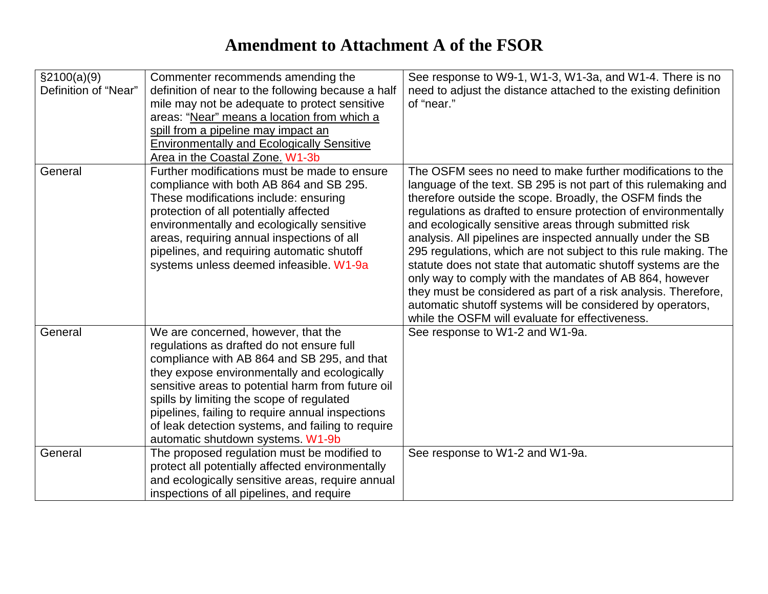# Amendment to Attachment A of the FSOR

| | | |
|---|---|---|
| §2100(a)(9) Definition of "Near" | Commenter recommends amending the definition of near to the following because a half mile may not be adequate to protect sensitive areas: "<u>Near" means a location from which a spill from a pipeline may impact an Environmentally and Ecologically Sensitive Area in the Coastal Zone.</u> W1-3b | See response to W9-1, W1-3, W1-3a, and W1-4. There is no need to adjust the distance attached to the existing definition of "near." |
| General | Further modifications must be made to ensure compliance with both AB 864 and SB 295. These modifications include: ensuring protection of all potentially affected environmentally and ecologically sensitive areas, requiring annual inspections of all pipelines, and requiring automatic shutoff systems unless deemed infeasible. W1-9a | The OSFM sees no need to make further modifications to the language of the text. SB 295 is not part of this rulemaking and therefore outside the scope. Broadly, the OSFM finds the regulations as drafted to ensure protection of environmentally and ecologically sensitive areas through submitted risk analysis. All pipelines are inspected annually under the SB 295 regulations, which are not subject to this rule making. The statute does not state that automatic shutoff systems are the only way to comply with the mandates of AB 864, however they must be considered as part of a risk analysis. Therefore, automatic shutoff systems will be considered by operators, while the OSFM will evaluate for effectiveness. |
| General | We are concerned, however, that the regulations as drafted do not ensure full compliance with AB 864 and SB 295, and that they expose environmentally and ecologically sensitive areas to potential harm from future oil spills by limiting the scope of regulated pipelines, failing to require annual inspections of leak detection systems, and failing to require automatic shutdown systems. W1-9b | See response to W1-2 and W1-9a. |
| General | The proposed regulation must be modified to protect all potentially affected environmentally and ecologically sensitive areas, require annual inspections of all pipelines, and require | See response to W1-2 and W1-9a. |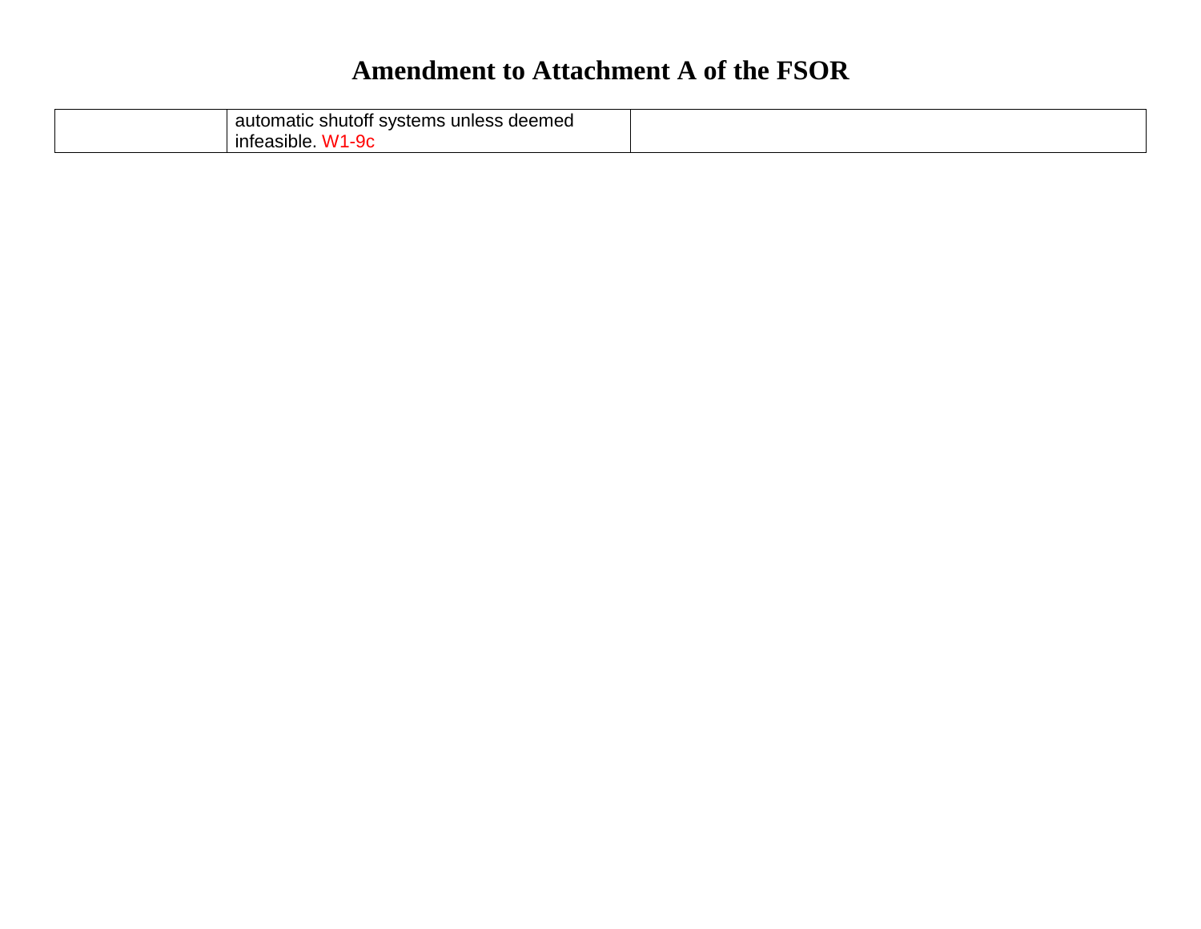# Amendment to Attachment A of the FSOR

| | | |
|---|---|---|
| | automatic shutoff systems unless deemed infeasible. W1-9c | |